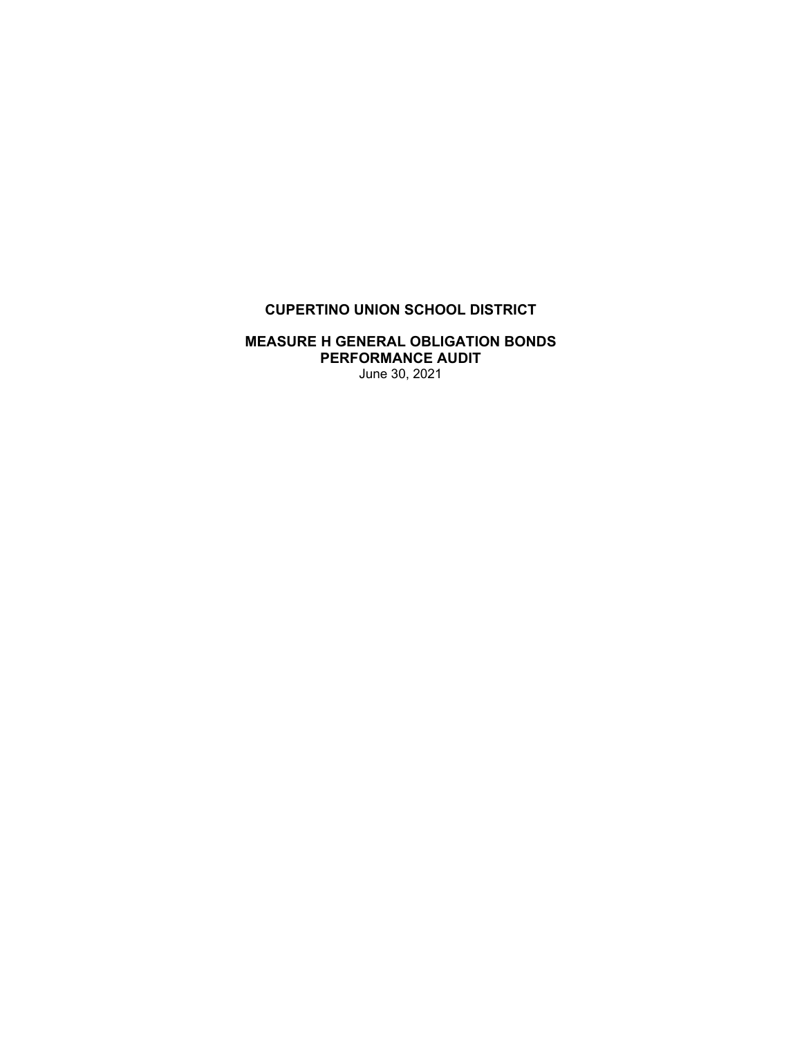# CUPERTINO UNION SCHOOL DISTRICT

## MEASURE H GENERAL OBLIGATION BONDS
## PERFORMANCE AUDIT

June 30, 2021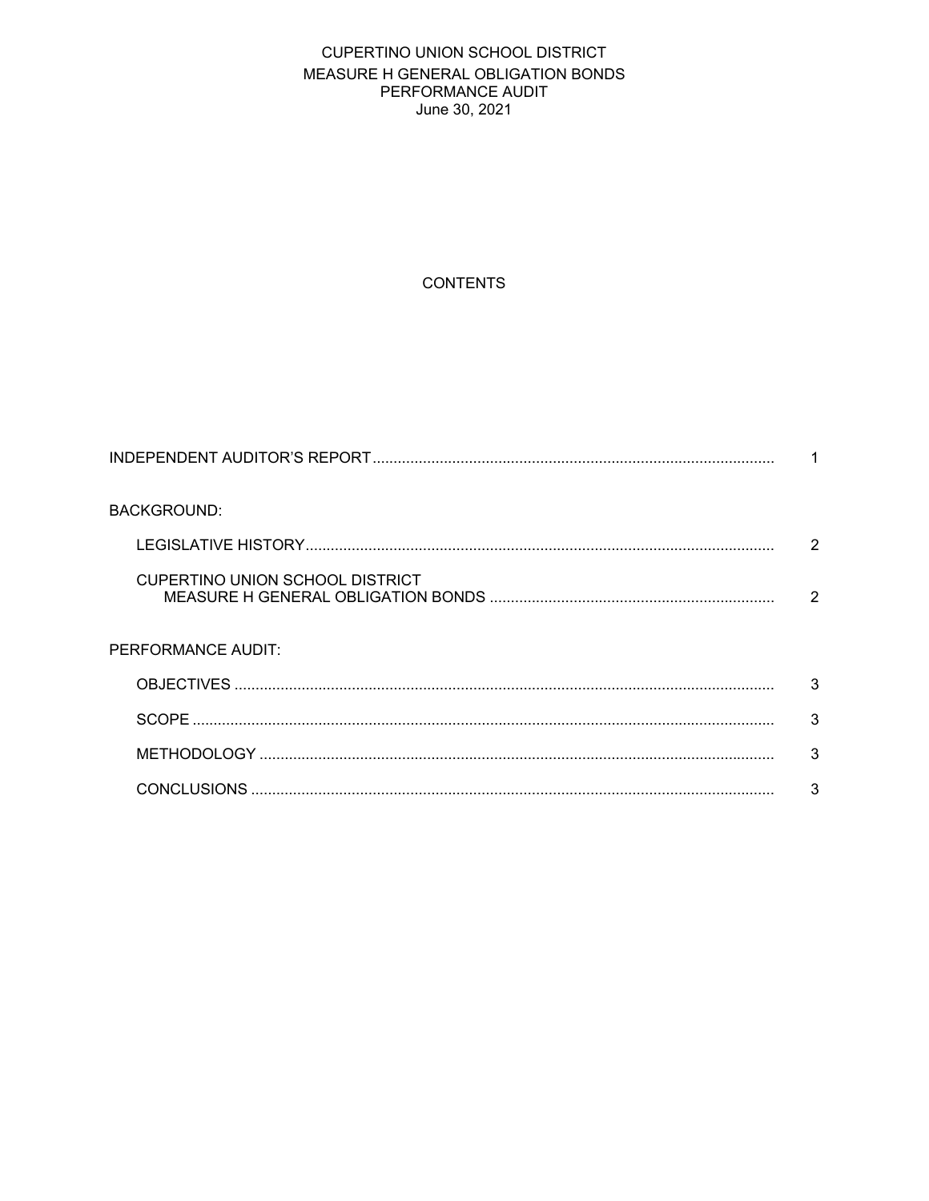CUPERTINO UNION SCHOOL DISTRICT
MEASURE H GENERAL OBLIGATION BONDS
PERFORMANCE AUDIT
June 30, 2021

# CONTENTS

| | |
|---|---|
| INDEPENDENT AUDITOR'S REPORT | 1 |
| BACKGROUND: | |
| LEGISLATIVE HISTORY | 2 |
| CUPERTINO UNION SCHOOL DISTRICT MEASURE H GENERAL OBLIGATION BONDS | 2 |
| PERFORMANCE AUDIT: | |
| OBJECTIVES | 3 |
| SCOPE | 3 |
| METHODOLOGY | 3 |
| CONCLUSIONS | 3 |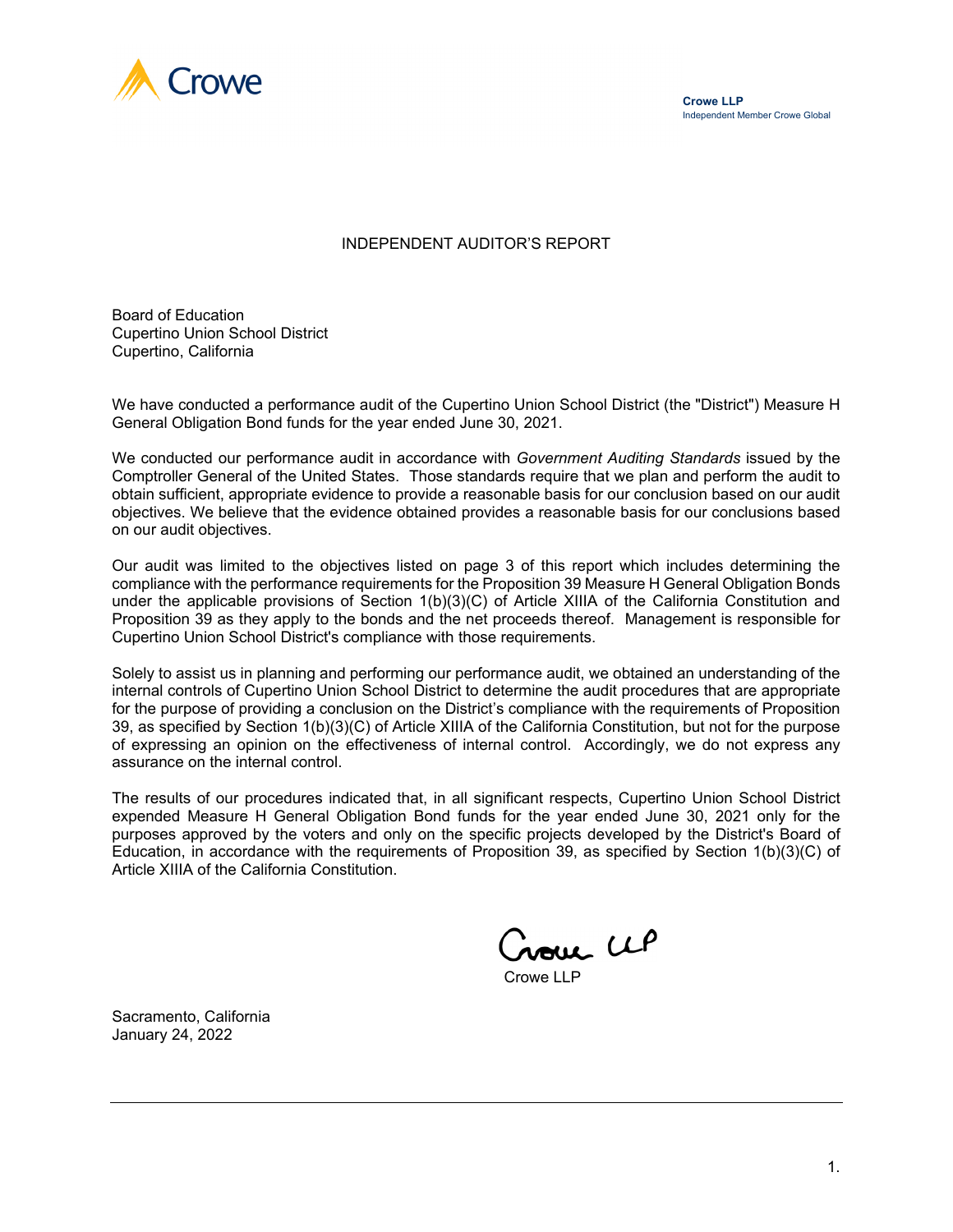Crowe LLP
Independent Member Crowe Global

# INDEPENDENT AUDITOR'S REPORT

Board of Education
Cupertino Union School District
Cupertino, California

We have conducted a performance audit of the Cupertino Union School District (the "District") Measure H General Obligation Bond funds for the year ended June 30, 2021.

We conducted our performance audit in accordance with *Government Auditing Standards* issued by the Comptroller General of the United States. Those standards require that we plan and perform the audit to obtain sufficient, appropriate evidence to provide a reasonable basis for our conclusion based on our audit objectives. We believe that the evidence obtained provides a reasonable basis for our conclusions based on our audit objectives.

Our audit was limited to the objectives listed on page 3 of this report which includes determining the compliance with the performance requirements for the Proposition 39 Measure H General Obligation Bonds under the applicable provisions of Section 1(b)(3)(C) of Article XIIIA of the California Constitution and Proposition 39 as they apply to the bonds and the net proceeds thereof. Management is responsible for Cupertino Union School District's compliance with those requirements.

Solely to assist us in planning and performing our performance audit, we obtained an understanding of the internal controls of Cupertino Union School District to determine the audit procedures that are appropriate for the purpose of providing a conclusion on the District's compliance with the requirements of Proposition 39, as specified by Section 1(b)(3)(C) of Article XIIIA of the California Constitution, but not for the purpose of expressing an opinion on the effectiveness of internal control. Accordingly, we do not express any assurance on the internal control.

The results of our procedures indicated that, in all significant respects, Cupertino Union School District expended Measure H General Obligation Bond funds for the year ended June 30, 2021 only for the purposes approved by the voters and only on the specific projects developed by the District's Board of Education, in accordance with the requirements of Proposition 39, as specified by Section 1(b)(3)(C) of Article XIIIA of the California Constitution.

Crowe LLP

Crowe LLP

Sacramento, California
January 24, 2022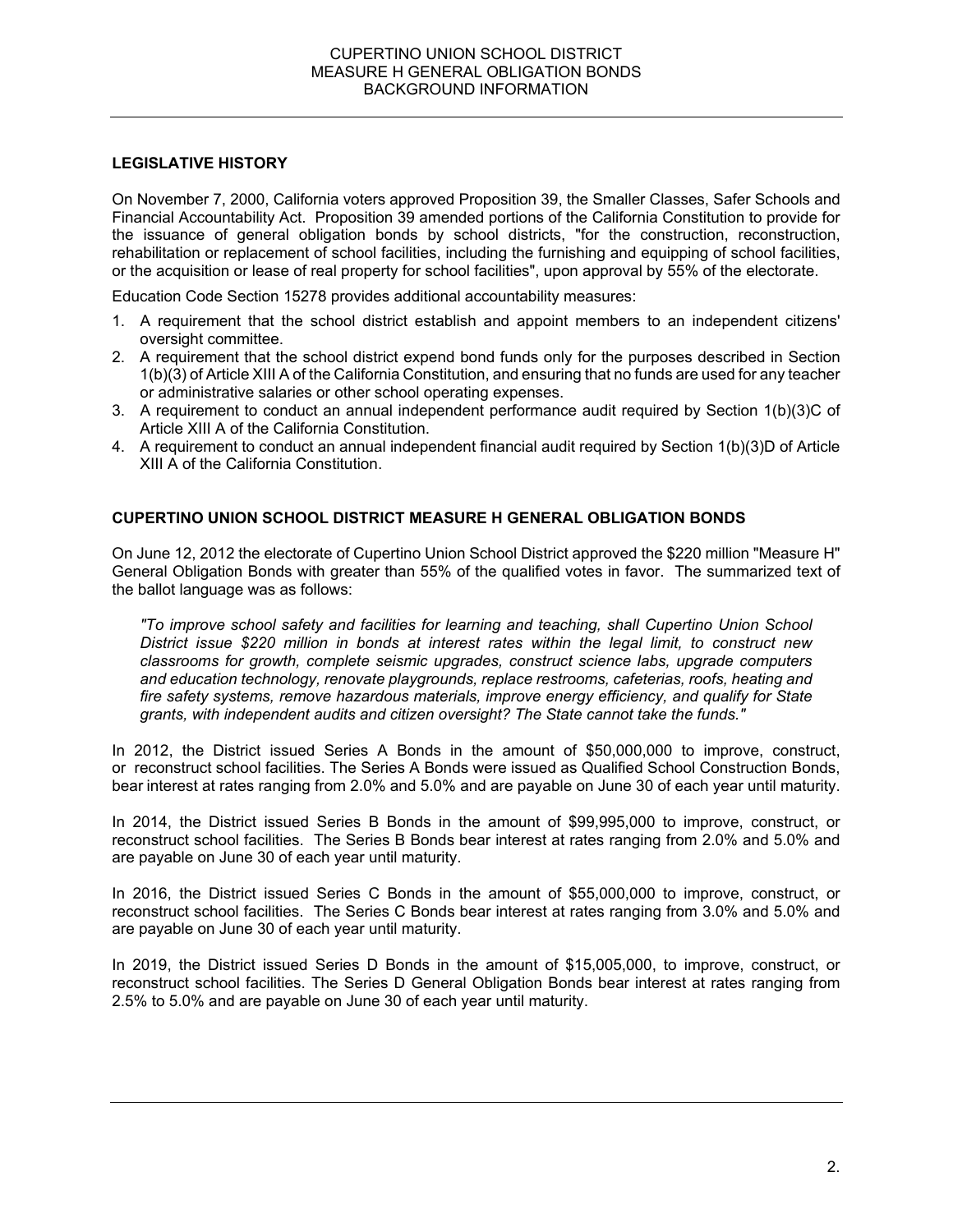## LEGISLATIVE HISTORY

On November 7, 2000, California voters approved Proposition 39, the Smaller Classes, Safer Schools and Financial Accountability Act. Proposition 39 amended portions of the California Constitution to provide for the issuance of general obligation bonds by school districts, "for the construction, reconstruction, rehabilitation or replacement of school facilities, including the furnishing and equipping of school facilities, or the acquisition or lease of real property for school facilities", upon approval by 55% of the electorate.

Education Code Section 15278 provides additional accountability measures:

1. A requirement that the school district establish and appoint members to an independent citizens' oversight committee.
2. A requirement that the school district expend bond funds only for the purposes described in Section 1(b)(3) of Article XIII A of the California Constitution, and ensuring that no funds are used for any teacher or administrative salaries or other school operating expenses.
3. A requirement to conduct an annual independent performance audit required by Section 1(b)(3)C of Article XIII A of the California Constitution.
4. A requirement to conduct an annual independent financial audit required by Section 1(b)(3)D of Article XIII A of the California Constitution.

## CUPERTINO UNION SCHOOL DISTRICT MEASURE H GENERAL OBLIGATION BONDS

On June 12, 2012 the electorate of Cupertino Union School District approved the $220 million "Measure H" General Obligation Bonds with greater than 55% of the qualified votes in favor. The summarized text of the ballot language was as follows:

> *"To improve school safety and facilities for learning and teaching, shall Cupertino Union School District issue $220 million in bonds at interest rates within the legal limit, to construct new classrooms for growth, complete seismic upgrades, construct science labs, upgrade computers and education technology, renovate playgrounds, replace restrooms, cafeterias, roofs, heating and fire safety systems, remove hazardous materials, improve energy efficiency, and qualify for State grants, with independent audits and citizen oversight? The State cannot take the funds."*

In 2012, the District issued Series A Bonds in the amount of $50,000,000 to improve, construct, or reconstruct school facilities. The Series A Bonds were issued as Qualified School Construction Bonds, bear interest at rates ranging from 2.0% and 5.0% and are payable on June 30 of each year until maturity.

In 2014, the District issued Series B Bonds in the amount of $99,995,000 to improve, construct, or reconstruct school facilities. The Series B Bonds bear interest at rates ranging from 2.0% and 5.0% and are payable on June 30 of each year until maturity.

In 2016, the District issued Series C Bonds in the amount of $55,000,000 to improve, construct, or reconstruct school facilities. The Series C Bonds bear interest at rates ranging from 3.0% and 5.0% and are payable on June 30 of each year until maturity.

In 2019, the District issued Series D Bonds in the amount of $15,005,000, to improve, construct, or reconstruct school facilities. The Series D General Obligation Bonds bear interest at rates ranging from 2.5% to 5.0% and are payable on June 30 of each year until maturity.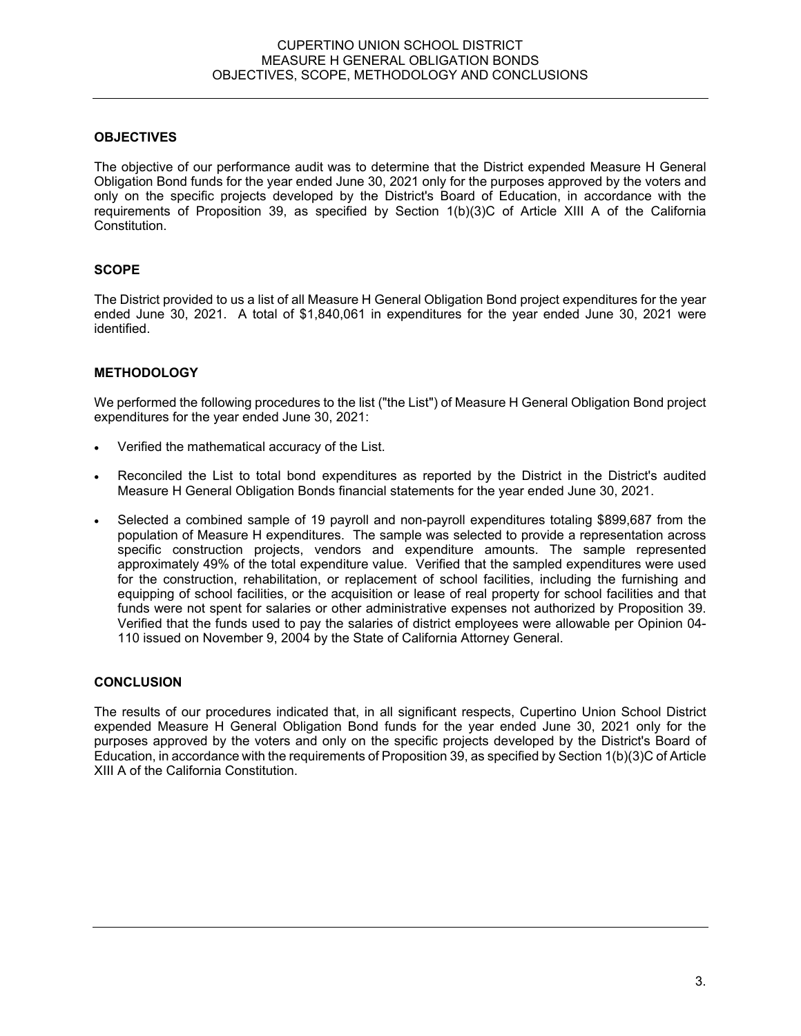# CUPERTINO UNION SCHOOL DISTRICT
## MEASURE H GENERAL OBLIGATION BONDS
## OBJECTIVES, SCOPE, METHODOLOGY AND CONCLUSIONS

**OBJECTIVES**

The objective of our performance audit was to determine that the District expended Measure H General Obligation Bond funds for the year ended June 30, 2021 only for the purposes approved by the voters and only on the specific projects developed by the District's Board of Education, in accordance with the requirements of Proposition 39, as specified by Section 1(b)(3)C of Article XIII A of the California Constitution.

**SCOPE**

The District provided to us a list of all Measure H General Obligation Bond project expenditures for the year ended June 30, 2021. A total of $1,840,061 in expenditures for the year ended June 30, 2021 were identified.

**METHODOLOGY**

We performed the following procedures to the list ("the List") of Measure H General Obligation Bond project expenditures for the year ended June 30, 2021:

- Verified the mathematical accuracy of the List.
- Reconciled the List to total bond expenditures as reported by the District in the District's audited Measure H General Obligation Bonds financial statements for the year ended June 30, 2021.
- Selected a combined sample of 19 payroll and non-payroll expenditures totaling $899,687 from the population of Measure H expenditures. The sample was selected to provide a representation across specific construction projects, vendors and expenditure amounts. The sample represented approximately 49% of the total expenditure value. Verified that the sampled expenditures were used for the construction, rehabilitation, or replacement of school facilities, including the furnishing and equipping of school facilities, or the acquisition or lease of real property for school facilities and that funds were not spent for salaries or other administrative expenses not authorized by Proposition 39. Verified that the funds used to pay the salaries of district employees were allowable per Opinion 04-110 issued on November 9, 2004 by the State of California Attorney General.

**CONCLUSION**

The results of our procedures indicated that, in all significant respects, Cupertino Union School District expended Measure H General Obligation Bond funds for the year ended June 30, 2021 only for the purposes approved by the voters and only on the specific projects developed by the District's Board of Education, in accordance with the requirements of Proposition 39, as specified by Section 1(b)(3)C of Article XIII A of the California Constitution.